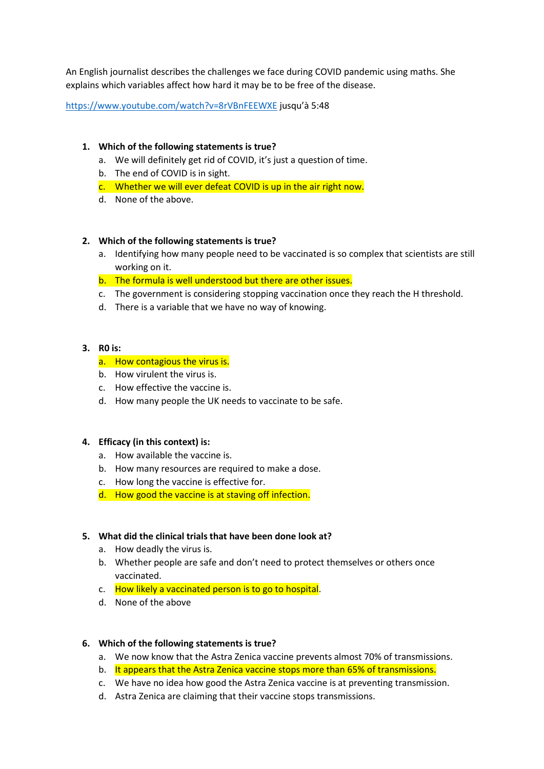An English journalist describes the challenges we face during COVID pandemic using maths. She explains which variables affect how hard it may be to be free of the disease.

https://www.youtube.com/watch?v=8rVBnFEEWXE jusqu'à 5:48

1. **Which of the following statements is true?**
   a. We will definitely get rid of COVID, it's just a question of time.
   b. The end of COVID is in sight.
   c. Whether we will ever defeat COVID is up in the air right now.
   d. None of the above.

2. **Which of the following statements is true?**
   a. Identifying how many people need to be vaccinated is so complex that scientists are still working on it.
   b. The formula is well understood but there are other issues.
   c. The government is considering stopping vaccination once they reach the H threshold.
   d. There is a variable that we have no way of knowing.

3. **R0 is:**
   a. How contagious the virus is.
   b. How virulent the virus is.
   c. How effective the vaccine is.
   d. How many people the UK needs to vaccinate to be safe.

4. **Efficacy (in this context) is:**
   a. How available the vaccine is.
   b. How many resources are required to make a dose.
   c. How long the vaccine is effective for.
   d. How good the vaccine is at staving off infection.

5. **What did the clinical trials that have been done look at?**
   a. How deadly the virus is.
   b. Whether people are safe and don't need to protect themselves or others once vaccinated.
   c. How likely a vaccinated person is to go to hospital.
   d. None of the above

6. **Which of the following statements is true?**
   a. We now know that the Astra Zenica vaccine prevents almost 70% of transmissions.
   b. It appears that the Astra Zenica vaccine stops more than 65% of transmissions.
   c. We have no idea how good the Astra Zenica vaccine is at preventing transmission.
   d. Astra Zenica are claiming that their vaccine stops transmissions.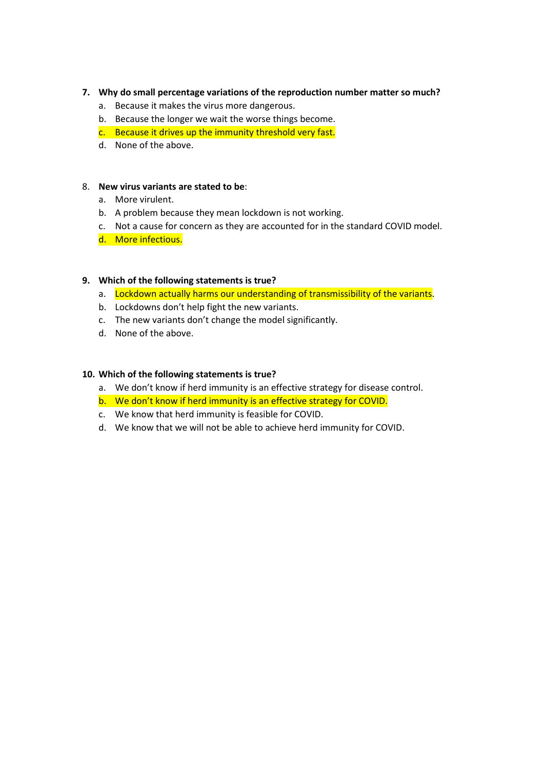7. **Why do small percentage variations of the reproduction number matter so much?**
    a. Because it makes the virus more dangerous.
    b. Because the longer we wait the worse things become.
    c. Because it drives up the immunity threshold very fast.
    d. None of the above.

8. **New virus variants are stated to be**:
    a. More virulent.
    b. A problem because they mean lockdown is not working.
    c. Not a cause for concern as they are accounted for in the standard COVID model.
    d. More infectious.

9. **Which of the following statements is true?**
    a. Lockdown actually harms our understanding of transmissibility of the variants.
    b. Lockdowns don't help fight the new variants.
    c. The new variants don't change the model significantly.
    d. None of the above.

10. **Which of the following statements is true?**
    a. We don't know if herd immunity is an effective strategy for disease control.
    b. We don't know if herd immunity is an effective strategy for COVID.
    c. We know that herd immunity is feasible for COVID.
    d. We know that we will not be able to achieve herd immunity for COVID.